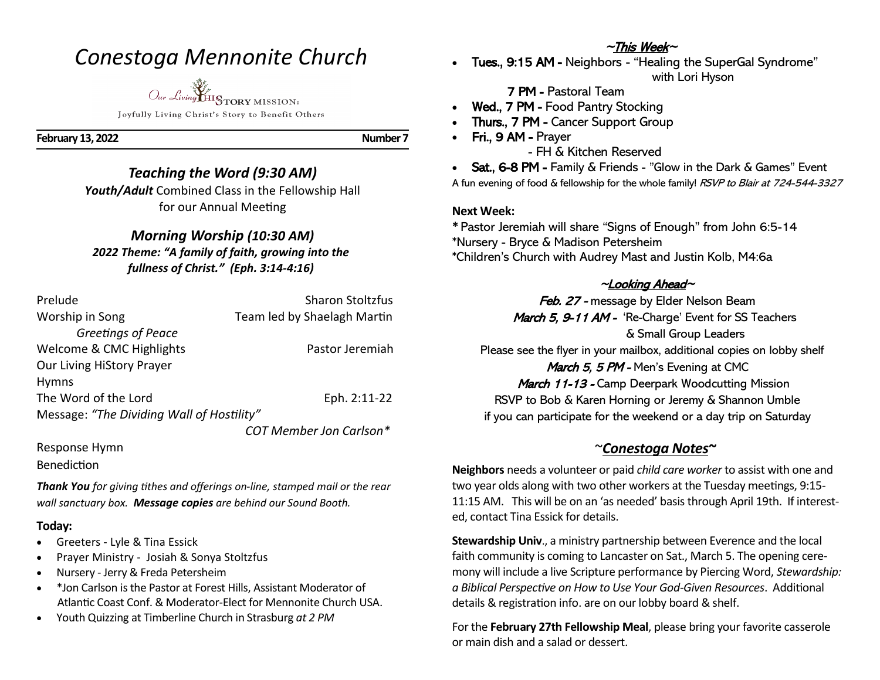# *Conestoga Mennonite Church*

Our Living HiSTORY MISSION:

Joyfully Living Christ's Story to Benefit Others

**February 13, 2022** **Number 7**

## *Teaching the Word (9:30 AM)*

***Youth/Adult*** Combined Class in the Fellowship Hall for our Annual Meeting

## *Morning Worship (10:30 AM)*

***2022 Theme: "A family of faith, growing into the fullness of Christ." (Eph. 3:14-4:16)***

| | |
|---|---|
| Prelude | Sharon Stoltzfus |
| Worship in Song | Team led by Shaelagh Martin |
| *Greetings of Peace* | |
| Welcome & CMC Highlights | Pastor Jeremiah |
| Our Living HiStory Prayer | |
| Hymns | |
| The Word of the Lord | Eph. 2:11-22 |
| Message: *"The Dividing Wall of Hostility"* | |
| | *COT Member Jon Carlson** |
| Response Hymn | |
| Benediction | |

***Thank You*** *for giving tithes and offerings on-line, stamped mail or the rear wall sanctuary box.* ***Message copies*** *are behind our Sound Booth.*

### Today:

- Greeters - Lyle & Tina Essick
- Prayer Ministry - Josiah & Sonya Stoltzfus
- Nursery - Jerry & Freda Petersheim
- *Jon Carlson is the Pastor at Forest Hills, Assistant Moderator of Atlantic Coast Conf. & Moderator-Elect for Mennonite Church USA.
- Youth Quizzing at Timberline Church in Strasburg *at 2 PM*

## ~This Week~

- **Tues., 9:15 AM -** Neighbors - "Healing the SuperGal Syndrome" with Lori Hyson
  **7 PM -** Pastoral Team
- **Wed., 7 PM -** Food Pantry Stocking
- **Thurs., 7 PM -** Cancer Support Group
- **Fri., 9 AM -** Prayer
  - FH & Kitchen Reserved
- **Sat., 6-8 PM -** Family & Friends - "Glow in the Dark & Games" Event

A fun evening of food & fellowship for the whole family! *RSVP to Blair at 724-544-3327*

### Next Week:

* Pastor Jeremiah will share "Signs of Enough" from John 6:5-14
*Nursery - Bryce & Madison Petersheim
*Children's Church with Audrey Mast and Justin Kolb, M4:6a

## ~Looking Ahead~

*Feb. 27 -* message by Elder Nelson Beam

*March 5, 9-11 AM -* 'Re-Charge' Event for SS Teachers & Small Group Leaders

Please see the flyer in your mailbox, additional copies on lobby shelf

*March 5, 5 PM -* Men's Evening at CMC

*March 11-13 -* Camp Deerpark Woodcutting Mission

RSVP to Bob & Karen Horning or Jeremy & Shannon Umble if you can participate for the weekend or a day trip on Saturday

## ~*Conestoga Notes*~

**Neighbors** needs a volunteer or paid *child care worker* to assist with one and two year olds along with two other workers at the Tuesday meetings, 9:15-11:15 AM. This will be on an 'as needed' basis through April 19th. If interested, contact Tina Essick for details.

**Stewardship Univ**., a ministry partnership between Everence and the local faith community is coming to Lancaster on Sat., March 5. The opening ceremony will include a live Scripture performance by Piercing Word, *Stewardship: a Biblical Perspective on How to Use Your God-Given Resources*. Additional details & registration info. are on our lobby board & shelf.

For the **February 27th Fellowship Meal**, please bring your favorite casserole or main dish and a salad or dessert.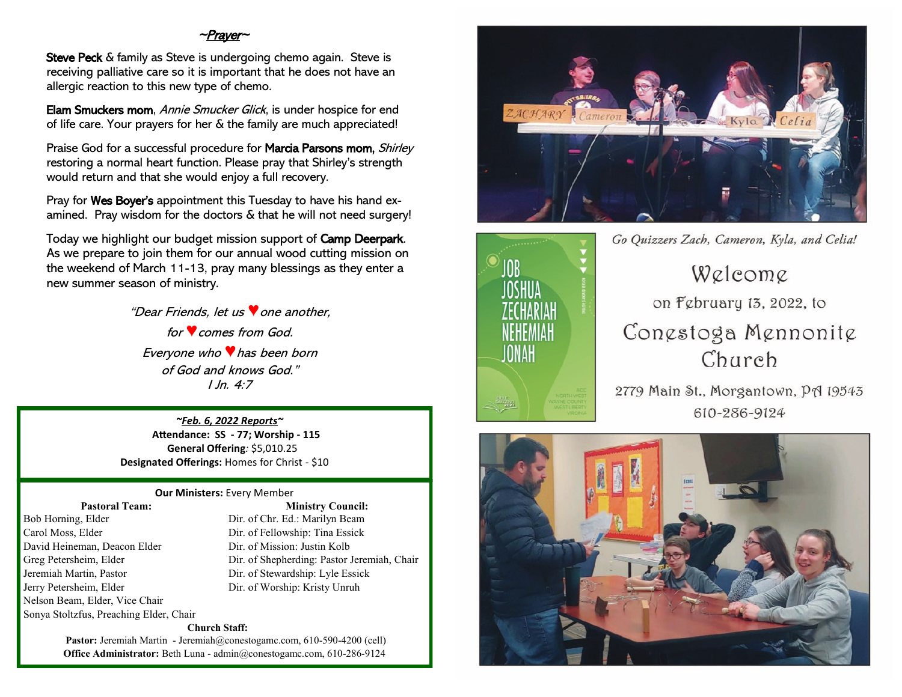## ~Prayer~

**Steve Peck** & family as Steve is undergoing chemo again. Steve is receiving palliative care so it is important that he does not have an allergic reaction to this new type of chemo.

**Elam Smuckers mom**, *Annie Smucker Glick*, is under hospice for end of life care. Your prayers for her & the family are much appreciated!

Praise God for a successful procedure for **Marcia Parsons mom,** *Shirley* restoring a normal heart function. Please pray that Shirley's strength would return and that she would enjoy a full recovery.

Pray for **Wes Boyer's** appointment this Tuesday to have his hand examined. Pray wisdom for the doctors & that he will not need surgery!

Today we highlight our budget mission support of **Camp Deerpark**. As we prepare to join them for our annual wood cutting mission on the weekend of March 11-13, pray many blessings as they enter a new summer season of ministry.

*"Dear Friends, let us ♥ one another,*
*for ♥ comes from God.*
*Everyone who ♥ has been born*
*of God and knows God."*
*I Jn. 4:7*

***~Feb. 6, 2022 Reports~***

**Attendance: SS - 77; Worship - 115**
**General Offering**: $5,010.25
**Designated Offerings:** Homes for Christ - $10

**Our Ministers:** Every Member

**Pastoral Team:**
Bob Horning, Elder
Carol Moss, Elder
David Heineman, Deacon Elder
Greg Petersheim, Elder
Jeremiah Martin, Pastor
Jerry Petersheim, Elder
Nelson Beam, Elder, Vice Chair
Sonya Stoltzfus, Preaching Elder, Chair

**Ministry Council:**
Dir. of Chr. Ed.: Marilyn Beam
Dir. of Fellowship: Tina Essick
Dir. of Mission: Justin Kolb
Dir. of Shepherding: Pastor Jeremiah, Chair
Dir. of Stewardship: Lyle Essick
Dir. of Worship: Kristy Unruh

**Church Staff:**
**Pastor:** Jeremiah Martin - Jeremiah@conestogamc.com, 610-590-4200 (cell)
**Office Administrator:** Beth Luna - admin@conestogamc.com, 610-286-9124

*Go Quizzers Zach, Cameron, Kyla, and Celia!*

# Welcome

on February 13, 2022, to

# Conestoga Mennonite Church

2779 Main St., Morgantown, PA 19543
610-286-9124